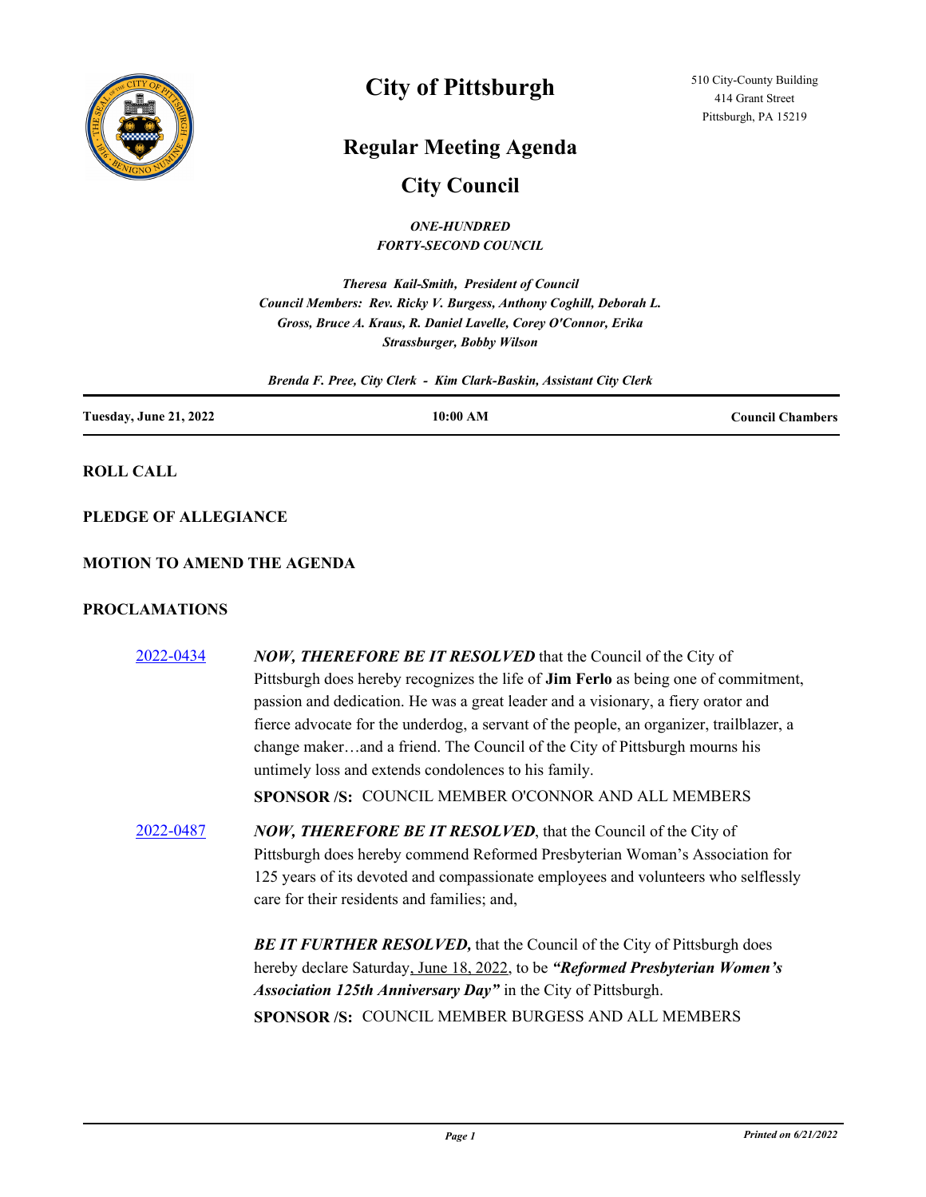# City of Pittsburgh

510 City-County Building
414 Grant Street
Pittsburgh, PA 15219

## Regular Meeting Agenda

## City Council

***ONE-HUNDRED FORTY-SECOND COUNCIL***

***Theresa Kail-Smith, President of Council***
***Council Members: Rev. Ricky V. Burgess, Anthony Coghill, Deborah L. Gross, Bruce A. Kraus, R. Daniel Lavelle, Corey O'Connor, Erika Strassburger, Bobby Wilson***

***Brenda F. Pree, City Clerk - Kim Clark-Baskin, Assistant City Clerk***

| **Tuesday, June 21, 2022** | **10:00 AM** | **Council Chambers** |
|---|---|---|

**ROLL CALL**

**PLEDGE OF ALLEGIANCE**

**MOTION TO AMEND THE AGENDA**

**PROCLAMATIONS**

2022-0434 — ***NOW, THEREFORE BE IT RESOLVED*** that the Council of the City of Pittsburgh does hereby recognizes the life of **Jim Ferlo** as being one of commitment, passion and dedication. He was a great leader and a visionary, a fiery orator and fierce advocate for the underdog, a servant of the people, an organizer, trailblazer, a change maker…and a friend. The Council of the City of Pittsburgh mourns his untimely loss and extends condolences to his family.

**SPONSOR /S:** COUNCIL MEMBER O'CONNOR AND ALL MEMBERS

2022-0487 — ***NOW, THEREFORE BE IT RESOLVED***, that the Council of the City of Pittsburgh does hereby commend Reformed Presbyterian Woman's Association for 125 years of its devoted and compassionate employees and volunteers who selflessly care for their residents and families; and,

***BE IT FURTHER RESOLVED,*** that the Council of the City of Pittsburgh does hereby declare Saturday, June 18, 2022, to be ***"Reformed Presbyterian Women's Association 125th Anniversary Day"*** in the City of Pittsburgh.

**SPONSOR /S:** COUNCIL MEMBER BURGESS AND ALL MEMBERS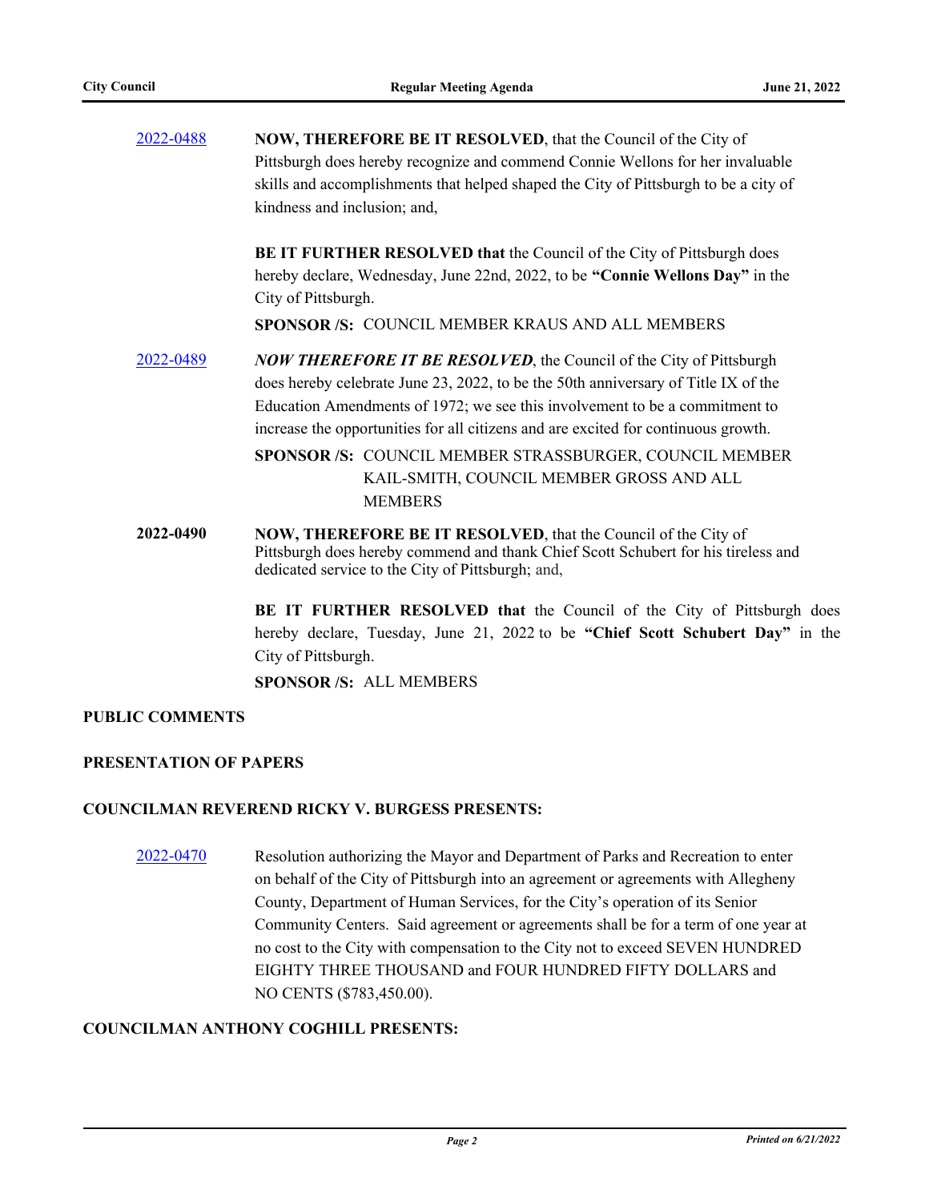[2022-0488] **NOW, THEREFORE BE IT RESOLVED**, that the Council of the City of Pittsburgh does hereby recognize and commend Connie Wellons for her invaluable skills and accomplishments that helped shaped the City of Pittsburgh to be a city of kindness and inclusion; and,

**BE IT FURTHER RESOLVED that** the Council of the City of Pittsburgh does hereby declare, Wednesday, June 22nd, 2022, to be **"Connie Wellons Day"** in the City of Pittsburgh.

**SPONSOR /S:** COUNCIL MEMBER KRAUS AND ALL MEMBERS

[2022-0489] ***NOW THEREFORE IT BE RESOLVED***, the Council of the City of Pittsburgh does hereby celebrate June 23, 2022, to be the 50th anniversary of Title IX of the Education Amendments of 1972; we see this involvement to be a commitment to increase the opportunities for all citizens and are excited for continuous growth.

**SPONSOR /S:** COUNCIL MEMBER STRASSBURGER, COUNCIL MEMBER KAIL-SMITH, COUNCIL MEMBER GROSS AND ALL MEMBERS

**2022-0490** **NOW, THEREFORE BE IT RESOLVED**, that the Council of the City of Pittsburgh does hereby commend and thank Chief Scott Schubert for his tireless and dedicated service to the City of Pittsburgh; and,

**BE IT FURTHER RESOLVED that** the Council of the City of Pittsburgh does hereby declare, Tuesday, June 21, 2022 to be **"Chief Scott Schubert Day"** in the City of Pittsburgh.

**SPONSOR /S:** ALL MEMBERS

## PUBLIC COMMENTS

## PRESENTATION OF PAPERS

### COUNCILMAN REVEREND RICKY V. BURGESS PRESENTS:

[2022-0470] Resolution authorizing the Mayor and Department of Parks and Recreation to enter on behalf of the City of Pittsburgh into an agreement or agreements with Allegheny County, Department of Human Services, for the City's operation of its Senior Community Centers. Said agreement or agreements shall be for a term of one year at no cost to the City with compensation to the City not to exceed SEVEN HUNDRED EIGHTY THREE THOUSAND and FOUR HUNDRED FIFTY DOLLARS and NO CENTS ($783,450.00).

### COUNCILMAN ANTHONY COGHILL PRESENTS: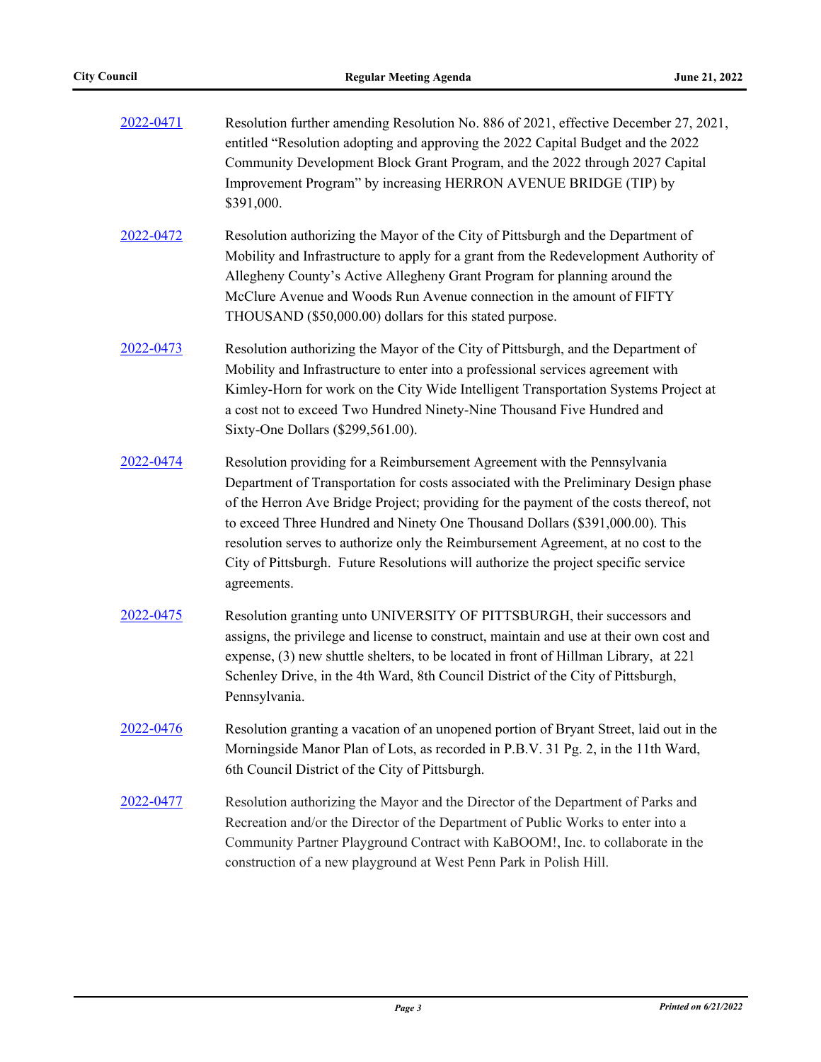| | |
|---|---|
| 2022-0471 | Resolution further amending Resolution No. 886 of 2021, effective December 27, 2021, entitled "Resolution adopting and approving the 2022 Capital Budget and the 2022 Community Development Block Grant Program, and the 2022 through 2027 Capital Improvement Program" by increasing HERRON AVENUE BRIDGE (TIP) by $391,000. |
| 2022-0472 | Resolution authorizing the Mayor of the City of Pittsburgh and the Department of Mobility and Infrastructure to apply for a grant from the Redevelopment Authority of Allegheny County's Active Allegheny Grant Program for planning around the McClure Avenue and Woods Run Avenue connection in the amount of FIFTY THOUSAND ($50,000.00) dollars for this stated purpose. |
| 2022-0473 | Resolution authorizing the Mayor of the City of Pittsburgh, and the Department of Mobility and Infrastructure to enter into a professional services agreement with Kimley-Horn for work on the City Wide Intelligent Transportation Systems Project at a cost not to exceed Two Hundred Ninety-Nine Thousand Five Hundred and Sixty-One Dollars ($299,561.00). |
| 2022-0474 | Resolution providing for a Reimbursement Agreement with the Pennsylvania Department of Transportation for costs associated with the Preliminary Design phase of the Herron Ave Bridge Project; providing for the payment of the costs thereof, not to exceed Three Hundred and Ninety One Thousand Dollars ($391,000.00). This resolution serves to authorize only the Reimbursement Agreement, at no cost to the City of Pittsburgh. Future Resolutions will authorize the project specific service agreements. |
| 2022-0475 | Resolution granting unto UNIVERSITY OF PITTSBURGH, their successors and assigns, the privilege and license to construct, maintain and use at their own cost and expense, (3) new shuttle shelters, to be located in front of Hillman Library, at 221 Schenley Drive, in the 4th Ward, 8th Council District of the City of Pittsburgh, Pennsylvania. |
| 2022-0476 | Resolution granting a vacation of an unopened portion of Bryant Street, laid out in the Morningside Manor Plan of Lots, as recorded in P.B.V. 31 Pg. 2, in the 11th Ward, 6th Council District of the City of Pittsburgh. |
| 2022-0477 | Resolution authorizing the Mayor and the Director of the Department of Parks and Recreation and/or the Director of the Department of Public Works to enter into a Community Partner Playground Contract with KaBOOM!, Inc. to collaborate in the construction of a new playground at West Penn Park in Polish Hill. |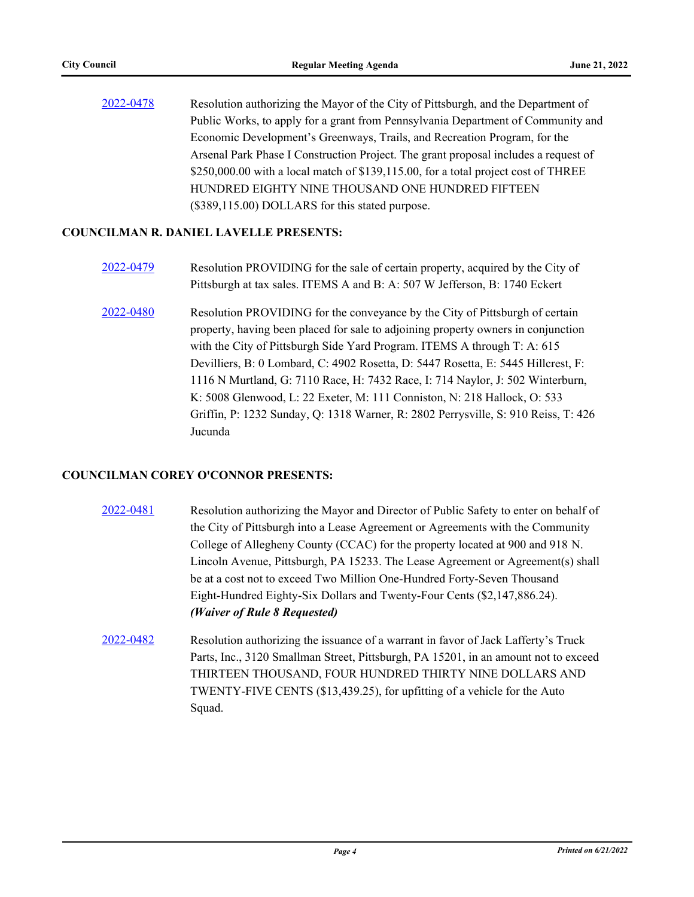[2022-0478] Resolution authorizing the Mayor of the City of Pittsburgh, and the Department of Public Works, to apply for a grant from Pennsylvania Department of Community and Economic Development's Greenways, Trails, and Recreation Program, for the Arsenal Park Phase I Construction Project. The grant proposal includes a request of $250,000.00 with a local match of $139,115.00, for a total project cost of THREE HUNDRED EIGHTY NINE THOUSAND ONE HUNDRED FIFTEEN ($389,115.00) DOLLARS for this stated purpose.

**COUNCILMAN R. DANIEL LAVELLE PRESENTS:**

[2022-0479] Resolution PROVIDING for the sale of certain property, acquired by the City of Pittsburgh at tax sales. ITEMS A and B: A: 507 W Jefferson, B: 1740 Eckert

[2022-0480] Resolution PROVIDING for the conveyance by the City of Pittsburgh of certain property, having been placed for sale to adjoining property owners in conjunction with the City of Pittsburgh Side Yard Program. ITEMS A through T: A: 615 Devilliers, B: 0 Lombard, C: 4902 Rosetta, D: 5447 Rosetta, E: 5445 Hillcrest, F: 1116 N Murtland, G: 7110 Race, H: 7432 Race, I: 714 Naylor, J: 502 Winterburn, K: 5008 Glenwood, L: 22 Exeter, M: 111 Conniston, N: 218 Hallock, O: 533 Griffin, P: 1232 Sunday, Q: 1318 Warner, R: 2802 Perrysville, S: 910 Reiss, T: 426 Jucunda

**COUNCILMAN COREY O'CONNOR PRESENTS:**

[2022-0481] Resolution authorizing the Mayor and Director of Public Safety to enter on behalf of the City of Pittsburgh into a Lease Agreement or Agreements with the Community College of Allegheny County (CCAC) for the property located at 900 and 918 N. Lincoln Avenue, Pittsburgh, PA 15233. The Lease Agreement or Agreement(s) shall be at a cost not to exceed Two Million One-Hundred Forty-Seven Thousand Eight-Hundred Eighty-Six Dollars and Twenty-Four Cents ($2,147,886.24). ***(Waiver of Rule 8 Requested)***

[2022-0482] Resolution authorizing the issuance of a warrant in favor of Jack Lafferty's Truck Parts, Inc., 3120 Smallman Street, Pittsburgh, PA 15201, in an amount not to exceed THIRTEEN THOUSAND, FOUR HUNDRED THIRTY NINE DOLLARS AND TWENTY-FIVE CENTS ($13,439.25), for upfitting of a vehicle for the Auto Squad.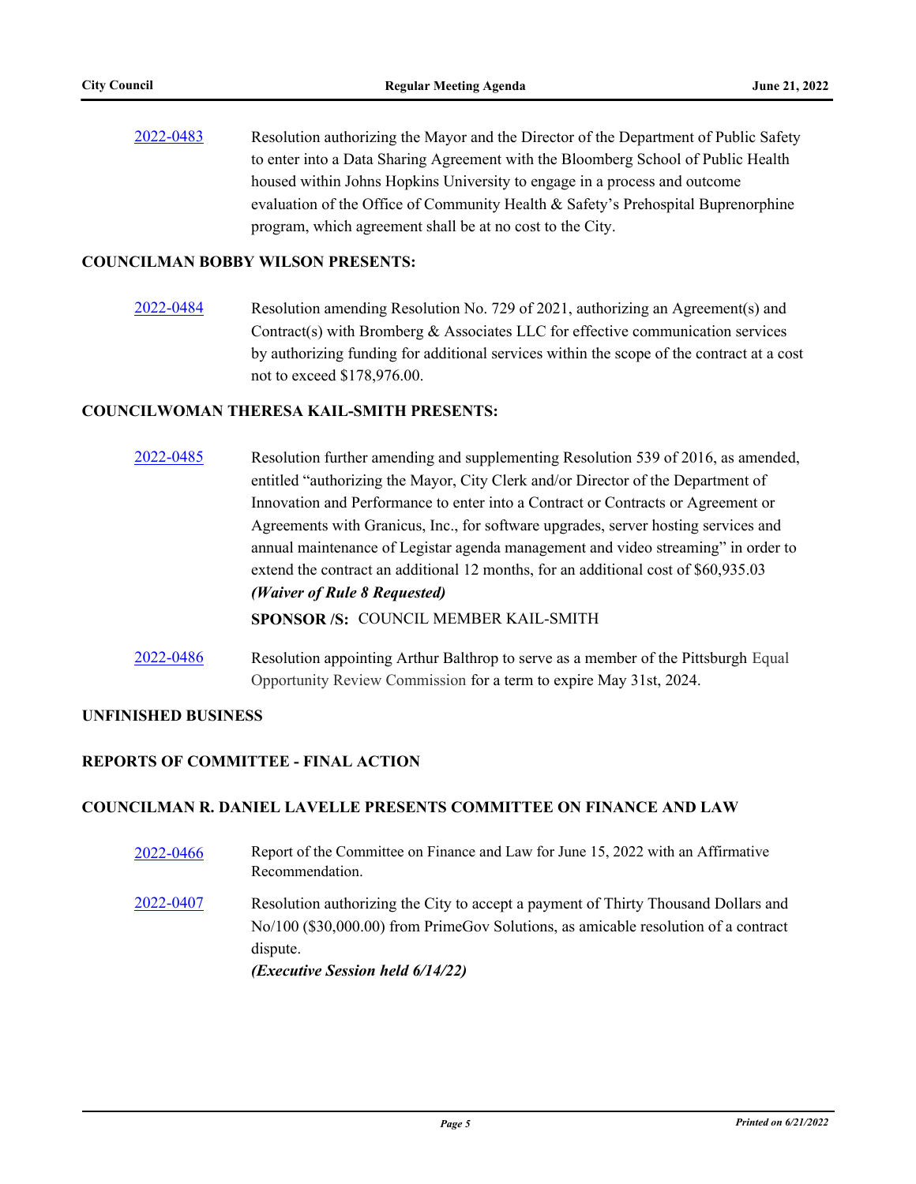2022-0483 Resolution authorizing the Mayor and the Director of the Department of Public Safety to enter into a Data Sharing Agreement with the Bloomberg School of Public Health housed within Johns Hopkins University to engage in a process and outcome evaluation of the Office of Community Health & Safety's Prehospital Buprenorphine program, which agreement shall be at no cost to the City.

**COUNCILMAN BOBBY WILSON PRESENTS:**

2022-0484 Resolution amending Resolution No. 729 of 2021, authorizing an Agreement(s) and Contract(s) with Bromberg & Associates LLC for effective communication services by authorizing funding for additional services within the scope of the contract at a cost not to exceed $178,976.00.

**COUNCILWOMAN THERESA KAIL-SMITH PRESENTS:**

2022-0485 Resolution further amending and supplementing Resolution 539 of 2016, as amended, entitled "authorizing the Mayor, City Clerk and/or Director of the Department of Innovation and Performance to enter into a Contract or Contracts or Agreement or Agreements with Granicus, Inc., for software upgrades, server hosting services and annual maintenance of Legistar agenda management and video streaming" in order to extend the contract an additional 12 months, for an additional cost of $60,935.03
***(Waiver of Rule 8 Requested)***

**SPONSOR /S:** COUNCIL MEMBER KAIL-SMITH

2022-0486 Resolution appointing Arthur Balthrop to serve as a member of the Pittsburgh Equal Opportunity Review Commission for a term to expire May 31st, 2024.

**UNFINISHED BUSINESS**

**REPORTS OF COMMITTEE - FINAL ACTION**

**COUNCILMAN R. DANIEL LAVELLE PRESENTS COMMITTEE ON FINANCE AND LAW**

2022-0466 Report of the Committee on Finance and Law for June 15, 2022 with an Affirmative Recommendation.

2022-0407 Resolution authorizing the City to accept a payment of Thirty Thousand Dollars and No/100 ($30,000.00) from PrimeGov Solutions, as amicable resolution of a contract dispute.
***(Executive Session held 6/14/22)***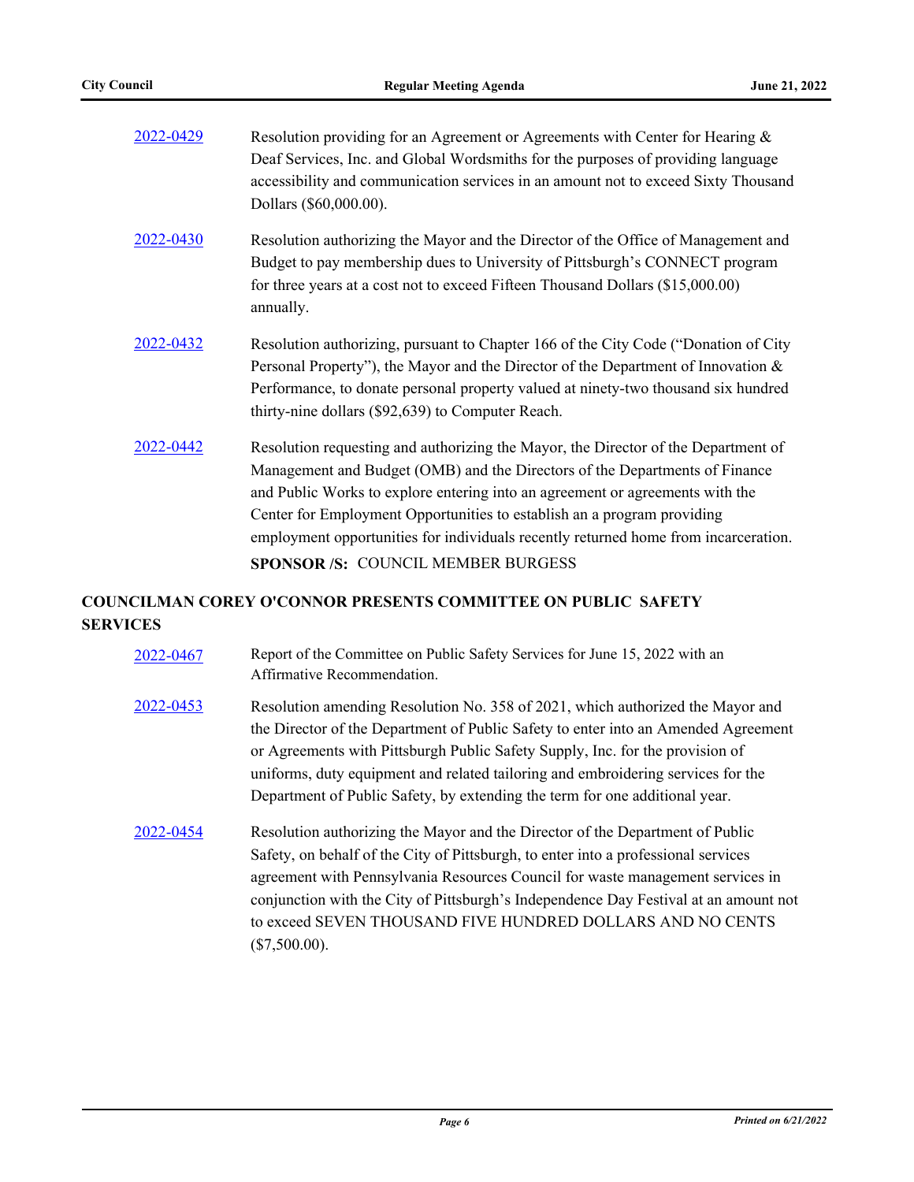[2022-0429](#) Resolution providing for an Agreement or Agreements with Center for Hearing & Deaf Services, Inc. and Global Wordsmiths for the purposes of providing language accessibility and communication services in an amount not to exceed Sixty Thousand Dollars ($60,000.00).

[2022-0430](#) Resolution authorizing the Mayor and the Director of the Office of Management and Budget to pay membership dues to University of Pittsburgh's CONNECT program for three years at a cost not to exceed Fifteen Thousand Dollars ($15,000.00) annually.

[2022-0432](#) Resolution authorizing, pursuant to Chapter 166 of the City Code ("Donation of City Personal Property"), the Mayor and the Director of the Department of Innovation & Performance, to donate personal property valued at ninety-two thousand six hundred thirty-nine dollars ($92,639) to Computer Reach.

[2022-0442](#) Resolution requesting and authorizing the Mayor, the Director of the Department of Management and Budget (OMB) and the Directors of the Departments of Finance and Public Works to explore entering into an agreement or agreements with the Center for Employment Opportunities to establish an a program providing employment opportunities for individuals recently returned home from incarceration.

**SPONSOR /S:** COUNCIL MEMBER BURGESS

## COUNCILMAN COREY O'CONNOR PRESENTS COMMITTEE ON PUBLIC SAFETY SERVICES

[2022-0467](#) Report of the Committee on Public Safety Services for June 15, 2022 with an Affirmative Recommendation.

[2022-0453](#) Resolution amending Resolution No. 358 of 2021, which authorized the Mayor and the Director of the Department of Public Safety to enter into an Amended Agreement or Agreements with Pittsburgh Public Safety Supply, Inc. for the provision of uniforms, duty equipment and related tailoring and embroidering services for the Department of Public Safety, by extending the term for one additional year.

[2022-0454](#) Resolution authorizing the Mayor and the Director of the Department of Public Safety, on behalf of the City of Pittsburgh, to enter into a professional services agreement with Pennsylvania Resources Council for waste management services in conjunction with the City of Pittsburgh's Independence Day Festival at an amount not to exceed SEVEN THOUSAND FIVE HUNDRED DOLLARS AND NO CENTS ($7,500.00).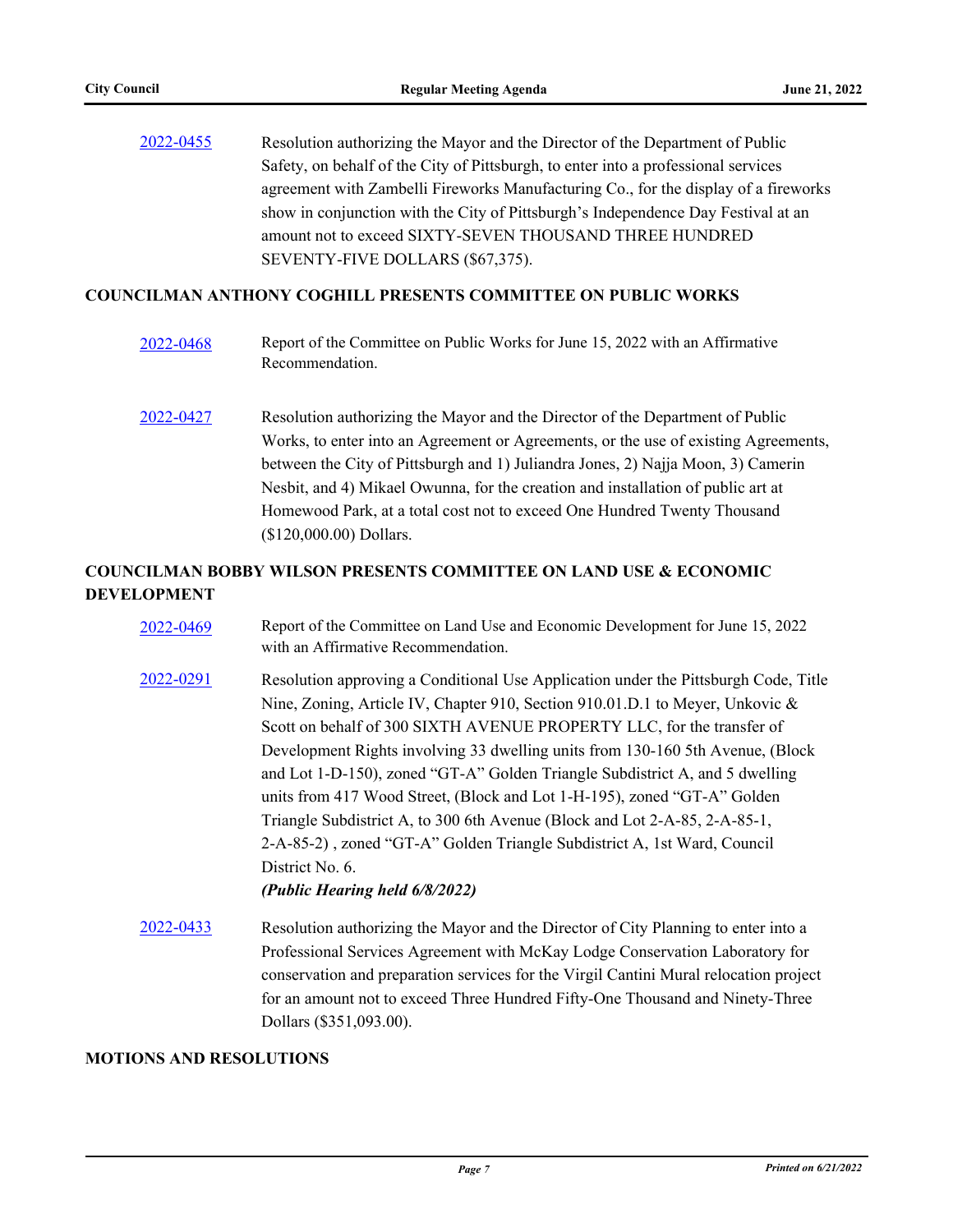[2022-0455] Resolution authorizing the Mayor and the Director of the Department of Public Safety, on behalf of the City of Pittsburgh, to enter into a professional services agreement with Zambelli Fireworks Manufacturing Co., for the display of a fireworks show in conjunction with the City of Pittsburgh's Independence Day Festival at an amount not to exceed SIXTY-SEVEN THOUSAND THREE HUNDRED SEVENTY-FIVE DOLLARS ($67,375).

**COUNCILMAN ANTHONY COGHILL PRESENTS COMMITTEE ON PUBLIC WORKS**

[2022-0468] Report of the Committee on Public Works for June 15, 2022 with an Affirmative Recommendation.

[2022-0427] Resolution authorizing the Mayor and the Director of the Department of Public Works, to enter into an Agreement or Agreements, or the use of existing Agreements, between the City of Pittsburgh and 1) Juliandra Jones, 2) Najja Moon, 3) Camerin Nesbit, and 4) Mikael Owunna, for the creation and installation of public art at Homewood Park, at a total cost not to exceed One Hundred Twenty Thousand ($120,000.00) Dollars.

**COUNCILMAN BOBBY WILSON PRESENTS COMMITTEE ON LAND USE & ECONOMIC DEVELOPMENT**

[2022-0469] Report of the Committee on Land Use and Economic Development for June 15, 2022 with an Affirmative Recommendation.

[2022-0291] Resolution approving a Conditional Use Application under the Pittsburgh Code, Title Nine, Zoning, Article IV, Chapter 910, Section 910.01.D.1 to Meyer, Unkovic & Scott on behalf of 300 SIXTH AVENUE PROPERTY LLC, for the transfer of Development Rights involving 33 dwelling units from 130-160 5th Avenue, (Block and Lot 1-D-150), zoned "GT-A" Golden Triangle Subdistrict A, and 5 dwelling units from 417 Wood Street, (Block and Lot 1-H-195), zoned "GT-A" Golden Triangle Subdistrict A, to 300 6th Avenue (Block and Lot 2-A-85, 2-A-85-1, 2-A-85-2) , zoned "GT-A" Golden Triangle Subdistrict A, 1st Ward, Council District No. 6.
***(Public Hearing held 6/8/2022)***

[2022-0433] Resolution authorizing the Mayor and the Director of City Planning to enter into a Professional Services Agreement with McKay Lodge Conservation Laboratory for conservation and preparation services for the Virgil Cantini Mural relocation project for an amount not to exceed Three Hundred Fifty-One Thousand and Ninety-Three Dollars ($351,093.00).

**MOTIONS AND RESOLUTIONS**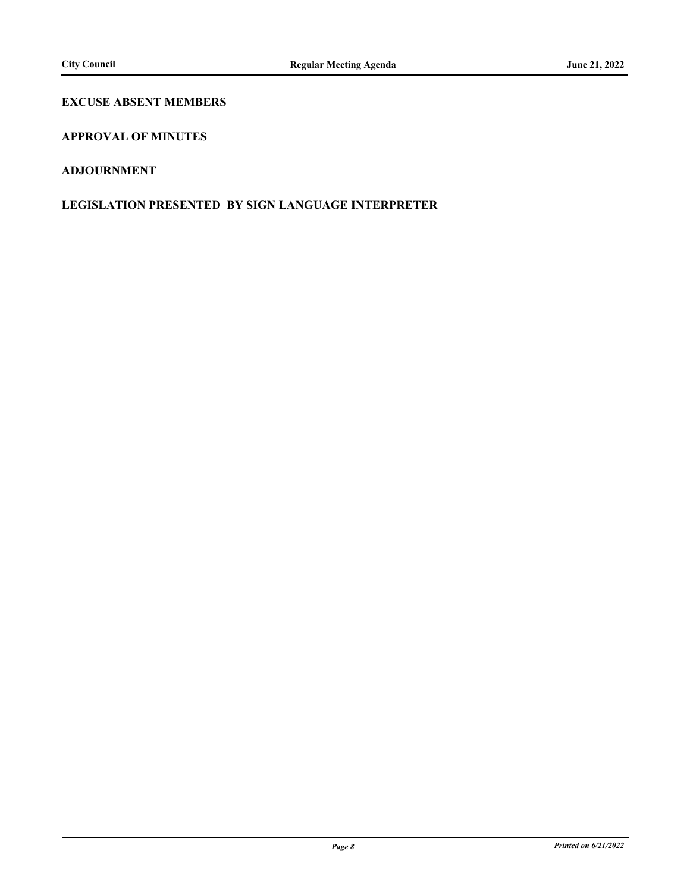## EXCUSE ABSENT MEMBERS

## APPROVAL OF MINUTES

## ADJOURNMENT

## LEGISLATION PRESENTED BY SIGN LANGUAGE INTERPRETER